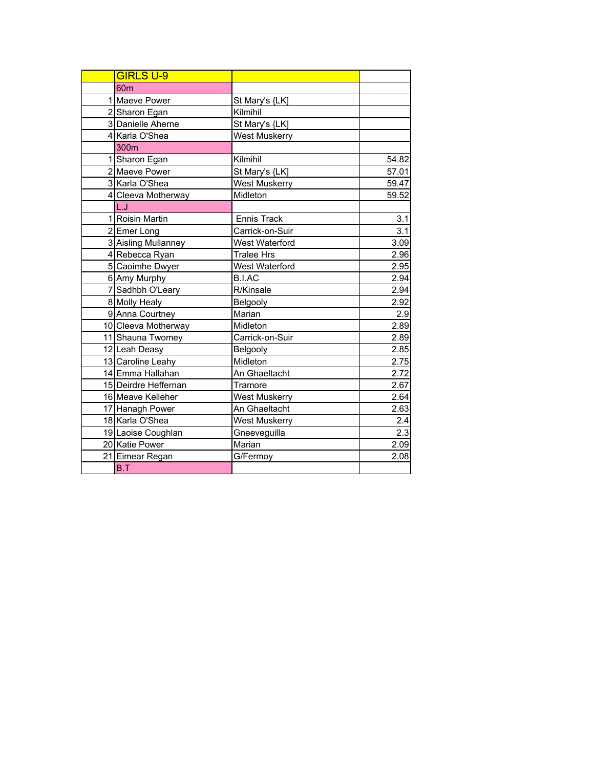| | GIRLS U-9 | | |
|---|---|---|---|
| | 60m | | |
| 1 | Maeve Power | St Mary's {LK] | |
| 2 | Sharon Egan | Kilmihil | |
| 3 | Danielle Aherne | St Mary's {LK] | |
| 4 | Karla O'Shea | West Muskerry | |
| | 300m | | |
| 1 | Sharon Egan | Kilmihil | 54.82 |
| 2 | Maeve Power | St Mary's {LK] | 57.01 |
| 3 | Karla O'Shea | West Muskerry | 59.47 |
| 4 | Cleeva Motherway | Midleton | 59.52 |
| | L.J | | |
| 1 | Roisin Martin | Ennis Track | 3.1 |
| 2 | Emer Long | Carrick-on-Suir | 3.1 |
| 3 | Aisling Mullanney | West Waterford | 3.09 |
| 4 | Rebecca Ryan | Tralee Hrs | 2.96 |
| 5 | Caoimhe Dwyer | West Waterford | 2.95 |
| 6 | Amy Murphy | B.I.AC | 2.94 |
| 7 | Sadhbh O'Leary | R/Kinsale | 2.94 |
| 8 | Molly Healy | Belgooly | 2.92 |
| 9 | Anna Courtney | Marian | 2.9 |
| 10 | Cleeva Motherway | Midleton | 2.89 |
| 11 | Shauna Twomey | Carrick-on-Suir | 2.89 |
| 12 | Leah Deasy | Belgooly | 2.85 |
| 13 | Caroline Leahy | Midleton | 2.75 |
| 14 | Emma Hallahan | An Ghaeltacht | 2.72 |
| 15 | Deirdre Heffernan | Tramore | 2.67 |
| 16 | Meave Kelleher | West Muskerry | 2.64 |
| 17 | Hanagh Power | An Ghaeltacht | 2.63 |
| 18 | Karla O'Shea | West Muskerry | 2.4 |
| 19 | Laoise Coughlan | Gneeveguilla | 2.3 |
| 20 | Katie Power | Marian | 2.09 |
| 21 | Eimear Regan | G/Fermoy | 2.08 |
| | B.T | | |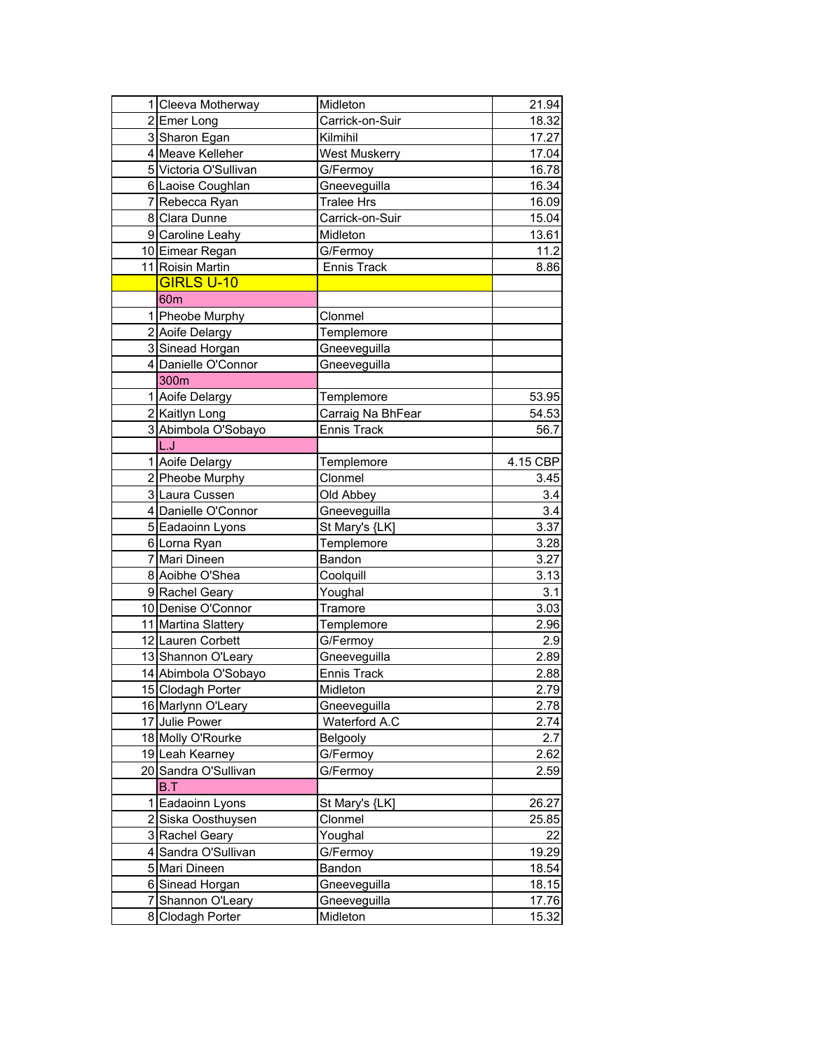| | | | |
|---|---|---|---|
| 1 | Cleeva Motherway | Midleton | 21.94 |
| 2 | Emer Long | Carrick-on-Suir | 18.32 |
| 3 | Sharon Egan | Kilmihil | 17.27 |
| 4 | Meave Kelleher | West Muskerry | 17.04 |
| 5 | Victoria O'Sullivan | G/Fermoy | 16.78 |
| 6 | Laoise Coughlan | Gneeveguilla | 16.34 |
| 7 | Rebecca Ryan | Tralee Hrs | 16.09 |
| 8 | Clara Dunne | Carrick-on-Suir | 15.04 |
| 9 | Caroline Leahy | Midleton | 13.61 |
| 10 | Eimear Regan | G/Fermoy | 11.2 |
| 11 | Roisin Martin | Ennis Track | 8.86 |
| | **GIRLS U-10** | | |
| | **60m** | | |
| 1 | Pheobe Murphy | Clonmel | |
| 2 | Aoife Delargy | Templemore | |
| 3 | Sinead Horgan | Gneeveguilla | |
| 4 | Danielle O'Connor | Gneeveguilla | |
| | **300m** | | |
| 1 | Aoife Delargy | Templemore | 53.95 |
| 2 | Kaitlyn Long | Carraig Na BhFear | 54.53 |
| 3 | Abimbola O'Sobayo | Ennis Track | 56.7 |
| | **L.J** | | |
| 1 | Aoife Delargy | Templemore | 4.15 CBP |
| 2 | Pheobe Murphy | Clonmel | 3.45 |
| 3 | Laura Cussen | Old Abbey | 3.4 |
| 4 | Danielle O'Connor | Gneeveguilla | 3.4 |
| 5 | Eadaoinn Lyons | St Mary's {LK] | 3.37 |
| 6 | Lorna Ryan | Templemore | 3.28 |
| 7 | Mari Dineen | Bandon | 3.27 |
| 8 | Aoibhe O'Shea | Coolquill | 3.13 |
| 9 | Rachel Geary | Youghal | 3.1 |
| 10 | Denise O'Connor | Tramore | 3.03 |
| 11 | Martina Slattery | Templemore | 2.96 |
| 12 | Lauren Corbett | G/Fermoy | 2.9 |
| 13 | Shannon O'Leary | Gneeveguilla | 2.89 |
| 14 | Abimbola O'Sobayo | Ennis Track | 2.88 |
| 15 | Clodagh Porter | Midleton | 2.79 |
| 16 | Marlynn O'Leary | Gneeveguilla | 2.78 |
| 17 | Julie Power | Waterford A.C | 2.74 |
| 18 | Molly O'Rourke | Belgooly | 2.7 |
| 19 | Leah Kearney | G/Fermoy | 2.62 |
| 20 | Sandra O'Sullivan | G/Fermoy | 2.59 |
| | **B.T** | | |
| 1 | Eadaoinn Lyons | St Mary's {LK] | 26.27 |
| 2 | Siska Oosthuysen | Clonmel | 25.85 |
| 3 | Rachel Geary | Youghal | 22 |
| 4 | Sandra O'Sullivan | G/Fermoy | 19.29 |
| 5 | Mari Dineen | Bandon | 18.54 |
| 6 | Sinead Horgan | Gneeveguilla | 18.15 |
| 7 | Shannon O'Leary | Gneeveguilla | 17.76 |
| 8 | Clodagh Porter | Midleton | 15.32 |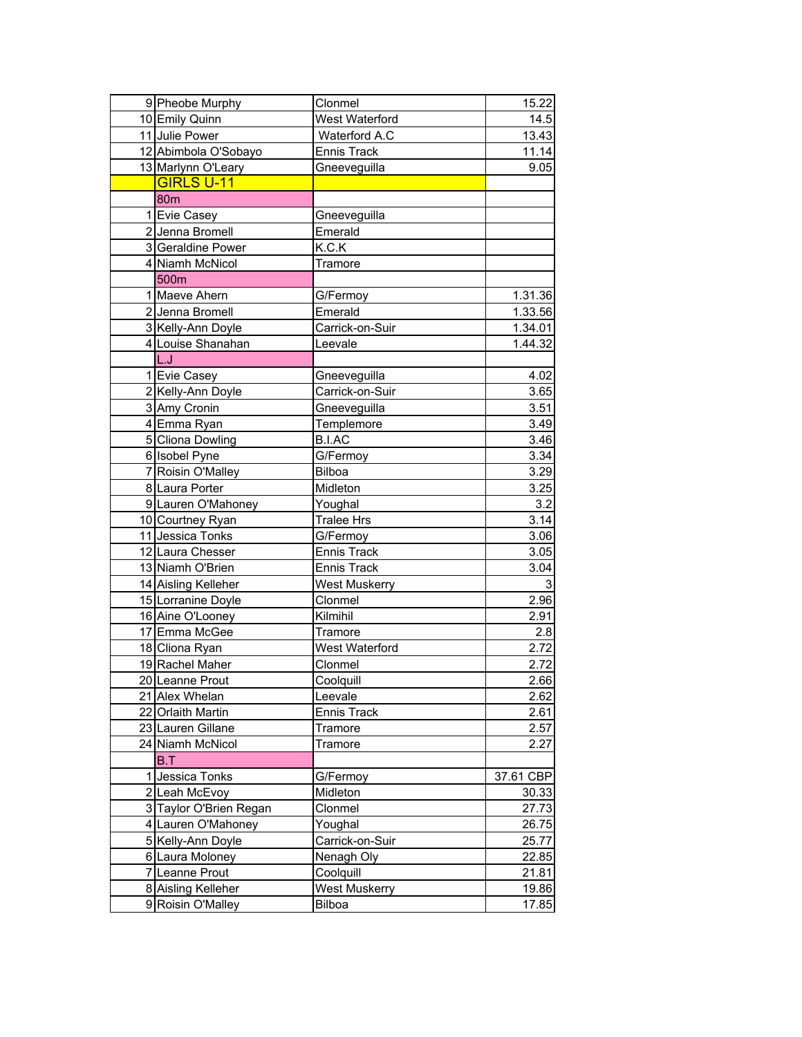| | | | |
|---|---|---|---|
| 9 | Pheobe Murphy | Clonmel | 15.22 |
| 10 | Emily Quinn | West Waterford | 14.5 |
| 11 | Julie Power | Waterford A.C | 13.43 |
| 12 | Abimbola O'Sobayo | Ennis Track | 11.14 |
| 13 | Marlynn O'Leary | Gneeveguilla | 9.05 |
| | GIRLS U-11 | | |
| | 80m | | |
| 1 | Evie Casey | Gneeveguilla | |
| 2 | Jenna Bromell | Emerald | |
| 3 | Geraldine Power | K.C.K | |
| 4 | Niamh McNicol | Tramore | |
| | 500m | | |
| 1 | Maeve Ahern | G/Fermoy | 1.31.36 |
| 2 | Jenna Bromell | Emerald | 1.33.56 |
| 3 | Kelly-Ann Doyle | Carrick-on-Suir | 1.34.01 |
| 4 | Louise Shanahan | Leevale | 1.44.32 |
| | L.J | | |
| 1 | Evie Casey | Gneeveguilla | 4.02 |
| 2 | Kelly-Ann Doyle | Carrick-on-Suir | 3.65 |
| 3 | Amy Cronin | Gneeveguilla | 3.51 |
| 4 | Emma Ryan | Templemore | 3.49 |
| 5 | Cliona Dowling | B.I.AC | 3.46 |
| 6 | Isobel Pyne | G/Fermoy | 3.34 |
| 7 | Roisin O'Malley | Bilboa | 3.29 |
| 8 | Laura Porter | Midleton | 3.25 |
| 9 | Lauren O'Mahoney | Youghal | 3.2 |
| 10 | Courtney Ryan | Tralee Hrs | 3.14 |
| 11 | Jessica Tonks | G/Fermoy | 3.06 |
| 12 | Laura Chesser | Ennis Track | 3.05 |
| 13 | Niamh O'Brien | Ennis Track | 3.04 |
| 14 | Aisling Kelleher | West Muskerry | 3 |
| 15 | Lorranine Doyle | Clonmel | 2.96 |
| 16 | Aine O'Looney | Kilmihil | 2.91 |
| 17 | Emma McGee | Tramore | 2.8 |
| 18 | Cliona Ryan | West Waterford | 2.72 |
| 19 | Rachel Maher | Clonmel | 2.72 |
| 20 | Leanne Prout | Coolquill | 2.66 |
| 21 | Alex Whelan | Leevale | 2.62 |
| 22 | Orlaith Martin | Ennis Track | 2.61 |
| 23 | Lauren Gillane | Tramore | 2.57 |
| 24 | Niamh McNicol | Tramore | 2.27 |
| | B.T | | |
| 1 | Jessica Tonks | G/Fermoy | 37.61 CBP |
| 2 | Leah McEvoy | Midleton | 30.33 |
| 3 | Taylor O'Brien Regan | Clonmel | 27.73 |
| 4 | Lauren O'Mahoney | Youghal | 26.75 |
| 5 | Kelly-Ann Doyle | Carrick-on-Suir | 25.77 |
| 6 | Laura Moloney | Nenagh Oly | 22.85 |
| 7 | Leanne Prout | Coolquill | 21.81 |
| 8 | Aisling Kelleher | West Muskerry | 19.86 |
| 9 | Roisin O'Malley | Bilboa | 17.85 |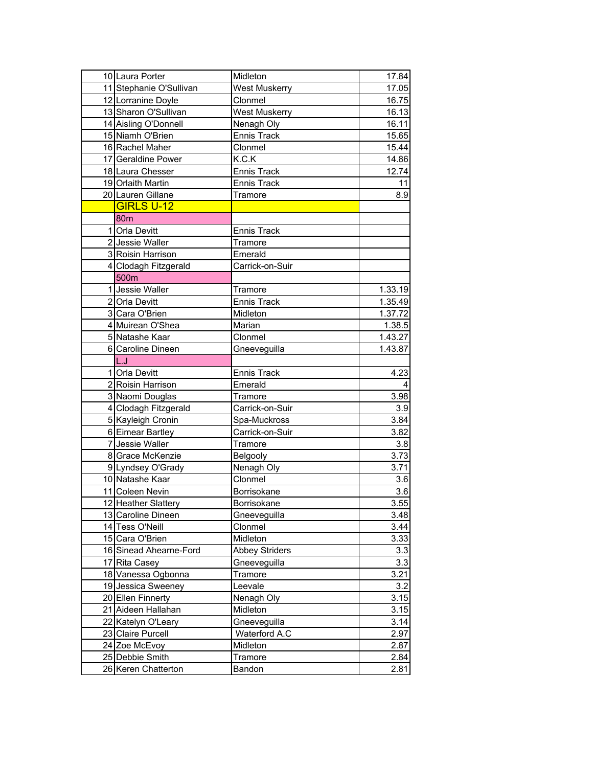| | | | |
|---|---|---|---|
| 10 | Laura Porter | Midleton | 17.84 |
| 11 | Stephanie O'Sullivan | West Muskerry | 17.05 |
| 12 | Lorranine Doyle | Clonmel | 16.75 |
| 13 | Sharon O'Sullivan | West Muskerry | 16.13 |
| 14 | Aisling O'Donnell | Nenagh Oly | 16.11 |
| 15 | Niamh O'Brien | Ennis Track | 15.65 |
| 16 | Rachel Maher | Clonmel | 15.44 |
| 17 | Geraldine Power | K.C.K | 14.86 |
| 18 | Laura Chesser | Ennis Track | 12.74 |
| 19 | Orlaith Martin | Ennis Track | 11 |
| 20 | Lauren Gillane | Tramore | 8.9 |
| | GIRLS U-12 | | |
| | 80m | | |
| 1 | Orla Devitt | Ennis Track | |
| 2 | Jessie Waller | Tramore | |
| 3 | Roisin Harrison | Emerald | |
| 4 | Clodagh Fitzgerald | Carrick-on-Suir | |
| | 500m | | |
| 1 | Jessie Waller | Tramore | 1.33.19 |
| 2 | Orla Devitt | Ennis Track | 1.35.49 |
| 3 | Cara O'Brien | Midleton | 1.37.72 |
| 4 | Muirean O'Shea | Marian | 1.38.5 |
| 5 | Natashe Kaar | Clonmel | 1.43.27 |
| 6 | Caroline Dineen | Gneeveguilla | 1.43.87 |
| | L.J | | |
| 1 | Orla Devitt | Ennis Track | 4.23 |
| 2 | Roisin Harrison | Emerald | 4 |
| 3 | Naomi Douglas | Tramore | 3.98 |
| 4 | Clodagh Fitzgerald | Carrick-on-Suir | 3.9 |
| 5 | Kayleigh Cronin | Spa-Muckross | 3.84 |
| 6 | Eimear Bartley | Carrick-on-Suir | 3.82 |
| 7 | Jessie Waller | Tramore | 3.8 |
| 8 | Grace McKenzie | Belgooly | 3.73 |
| 9 | Lyndsey O'Grady | Nenagh Oly | 3.71 |
| 10 | Natashe Kaar | Clonmel | 3.6 |
| 11 | Coleen Nevin | Borrisokane | 3.6 |
| 12 | Heather Slattery | Borrisokane | 3.55 |
| 13 | Caroline Dineen | Gneeveguilla | 3.48 |
| 14 | Tess O'Neill | Clonmel | 3.44 |
| 15 | Cara O'Brien | Midleton | 3.33 |
| 16 | Sinead Ahearne-Ford | Abbey Striders | 3.3 |
| 17 | Rita Casey | Gneeveguilla | 3.3 |
| 18 | Vanessa Ogbonna | Tramore | 3.21 |
| 19 | Jessica Sweeney | Leevale | 3.2 |
| 20 | Ellen Finnerty | Nenagh Oly | 3.15 |
| 21 | Aideen Hallahan | Midleton | 3.15 |
| 22 | Katelyn O'Leary | Gneeveguilla | 3.14 |
| 23 | Claire Purcell | Waterford A.C | 2.97 |
| 24 | Zoe McEvoy | Midleton | 2.87 |
| 25 | Debbie Smith | Tramore | 2.84 |
| 26 | Keren Chatterton | Bandon | 2.81 |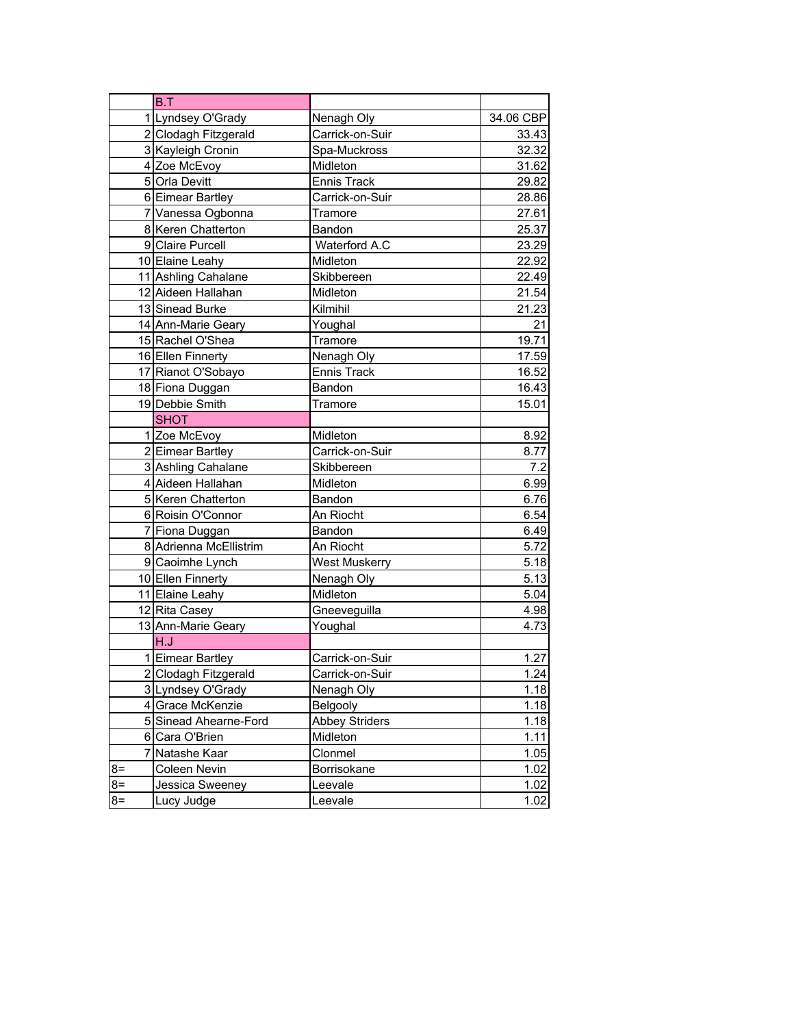| | | | |
|---|---|---|---|
| | B.T | | |
| 1 | Lyndsey O'Grady | Nenagh Oly | 34.06 CBP |
| 2 | Clodagh Fitzgerald | Carrick-on-Suir | 33.43 |
| 3 | Kayleigh Cronin | Spa-Muckross | 32.32 |
| 4 | Zoe McEvoy | Midleton | 31.62 |
| 5 | Orla Devitt | Ennis Track | 29.82 |
| 6 | Eimear Bartley | Carrick-on-Suir | 28.86 |
| 7 | Vanessa Ogbonna | Tramore | 27.61 |
| 8 | Keren Chatterton | Bandon | 25.37 |
| 9 | Claire Purcell | Waterford A.C | 23.29 |
| 10 | Elaine Leahy | Midleton | 22.92 |
| 11 | Ashling Cahalane | Skibbereen | 22.49 |
| 12 | Aideen Hallahan | Midleton | 21.54 |
| 13 | Sinead Burke | Kilmihil | 21.23 |
| 14 | Ann-Marie Geary | Youghal | 21 |
| 15 | Rachel O'Shea | Tramore | 19.71 |
| 16 | Ellen Finnerty | Nenagh Oly | 17.59 |
| 17 | Rianot O'Sobayo | Ennis Track | 16.52 |
| 18 | Fiona Duggan | Bandon | 16.43 |
| 19 | Debbie Smith | Tramore | 15.01 |
| | SHOT | | |
| 1 | Zoe McEvoy | Midleton | 8.92 |
| 2 | Eimear Bartley | Carrick-on-Suir | 8.77 |
| 3 | Ashling Cahalane | Skibbereen | 7.2 |
| 4 | Aideen Hallahan | Midleton | 6.99 |
| 5 | Keren Chatterton | Bandon | 6.76 |
| 6 | Roisin O'Connor | An Riocht | 6.54 |
| 7 | Fiona Duggan | Bandon | 6.49 |
| 8 | Adrienna McEllistrim | An Riocht | 5.72 |
| 9 | Caoimhe Lynch | West Muskerry | 5.18 |
| 10 | Ellen Finnerty | Nenagh Oly | 5.13 |
| 11 | Elaine Leahy | Midleton | 5.04 |
| 12 | Rita Casey | Gneeveguilla | 4.98 |
| 13 | Ann-Marie Geary | Youghal | 4.73 |
| | H.J | | |
| 1 | Eimear Bartley | Carrick-on-Suir | 1.27 |
| 2 | Clodagh Fitzgerald | Carrick-on-Suir | 1.24 |
| 3 | Lyndsey O'Grady | Nenagh Oly | 1.18 |
| 4 | Grace McKenzie | Belgooly | 1.18 |
| 5 | Sinead Ahearne-Ford | Abbey Striders | 1.18 |
| 6 | Cara O'Brien | Midleton | 1.11 |
| 7 | Natashe Kaar | Clonmel | 1.05 |
| 8= | Coleen Nevin | Borrisokane | 1.02 |
| 8= | Jessica Sweeney | Leevale | 1.02 |
| 8= | Lucy Judge | Leevale | 1.02 |